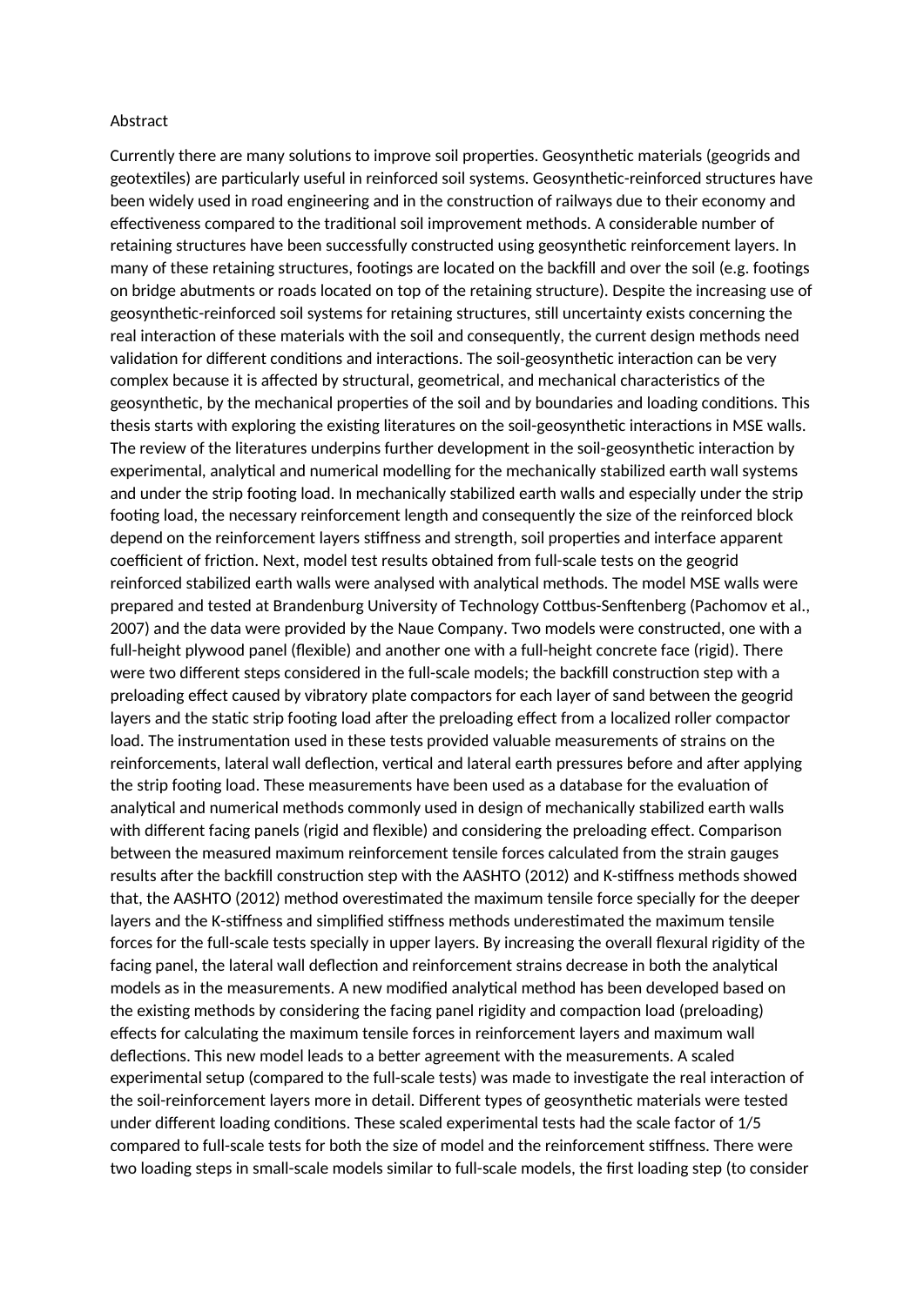Abstract

Currently there are many solutions to improve soil properties. Geosynthetic materials (geogrids and geotextiles) are particularly useful in reinforced soil systems. Geosynthetic-reinforced structures have been widely used in road engineering and in the construction of railways due to their economy and effectiveness compared to the traditional soil improvement methods. A considerable number of retaining structures have been successfully constructed using geosynthetic reinforcement layers. In many of these retaining structures, footings are located on the backfill and over the soil (e.g. footings on bridge abutments or roads located on top of the retaining structure). Despite the increasing use of geosynthetic-reinforced soil systems for retaining structures, still uncertainty exists concerning the real interaction of these materials with the soil and consequently, the current design methods need validation for different conditions and interactions. The soil-geosynthetic interaction can be very complex because it is affected by structural, geometrical, and mechanical characteristics of the geosynthetic, by the mechanical properties of the soil and by boundaries and loading conditions. This thesis starts with exploring the existing literatures on the soil-geosynthetic interactions in MSE walls. The review of the literatures underpins further development in the soil-geosynthetic interaction by experimental, analytical and numerical modelling for the mechanically stabilized earth wall systems and under the strip footing load. In mechanically stabilized earth walls and especially under the strip footing load, the necessary reinforcement length and consequently the size of the reinforced block depend on the reinforcement layers stiffness and strength, soil properties and interface apparent coefficient of friction. Next, model test results obtained from full-scale tests on the geogrid reinforced stabilized earth walls were analysed with analytical methods. The model MSE walls were prepared and tested at Brandenburg University of Technology Cottbus-Senftenberg (Pachomov et al., 2007) and the data were provided by the Naue Company. Two models were constructed, one with a full-height plywood panel (flexible) and another one with a full-height concrete face (rigid). There were two different steps considered in the full-scale models; the backfill construction step with a preloading effect caused by vibratory plate compactors for each layer of sand between the geogrid layers and the static strip footing load after the preloading effect from a localized roller compactor load. The instrumentation used in these tests provided valuable measurements of strains on the reinforcements, lateral wall deflection, vertical and lateral earth pressures before and after applying the strip footing load. These measurements have been used as a database for the evaluation of analytical and numerical methods commonly used in design of mechanically stabilized earth walls with different facing panels (rigid and flexible) and considering the preloading effect. Comparison between the measured maximum reinforcement tensile forces calculated from the strain gauges results after the backfill construction step with the AASHTO (2012) and K-stiffness methods showed that, the AASHTO (2012) method overestimated the maximum tensile force specially for the deeper layers and the K-stiffness and simplified stiffness methods underestimated the maximum tensile forces for the full-scale tests specially in upper layers. By increasing the overall flexural rigidity of the facing panel, the lateral wall deflection and reinforcement strains decrease in both the analytical models as in the measurements. A new modified analytical method has been developed based on the existing methods by considering the facing panel rigidity and compaction load (preloading) effects for calculating the maximum tensile forces in reinforcement layers and maximum wall deflections. This new model leads to a better agreement with the measurements. A scaled experimental setup (compared to the full-scale tests) was made to investigate the real interaction of the soil-reinforcement layers more in detail. Different types of geosynthetic materials were tested under different loading conditions. These scaled experimental tests had the scale factor of 1/5 compared to full-scale tests for both the size of model and the reinforcement stiffness. There were two loading steps in small-scale models similar to full-scale models, the first loading step (to consider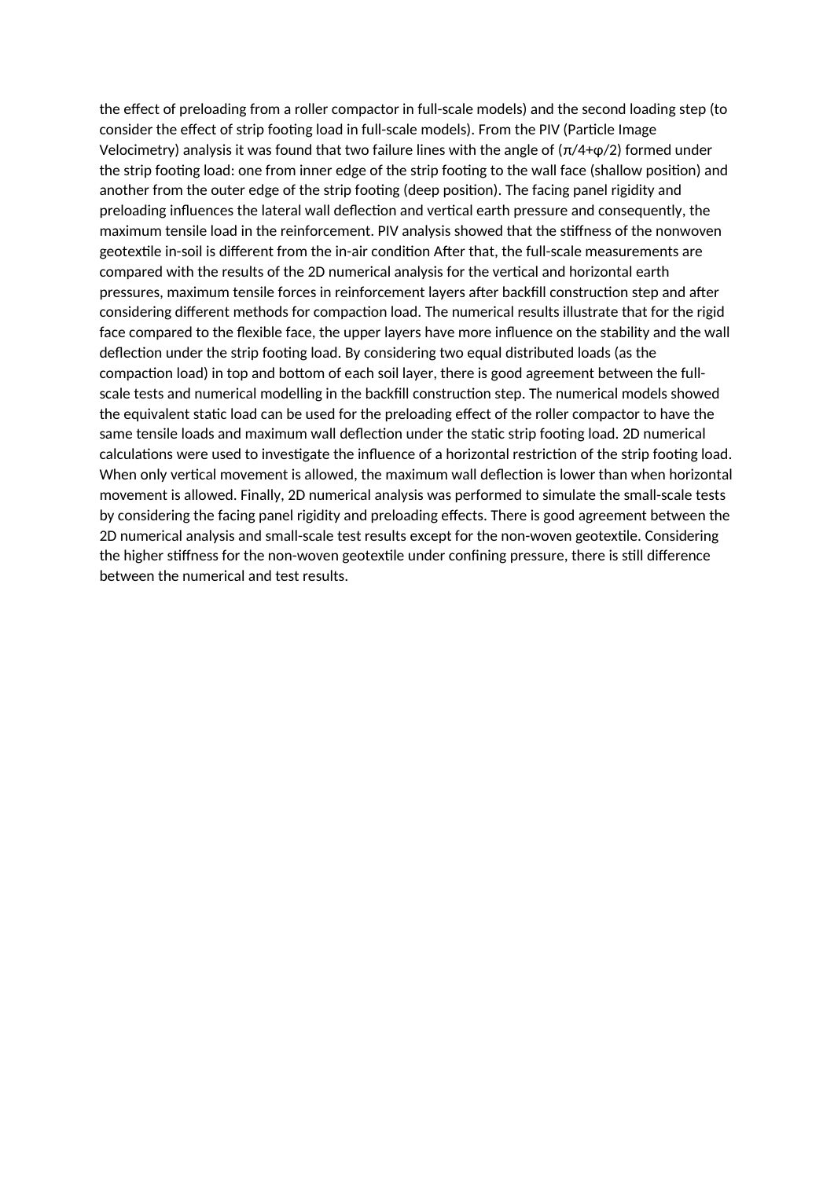the effect of preloading from a roller compactor in full-scale models) and the second loading step (to consider the effect of strip footing load in full-scale models). From the PIV (Particle Image Velocimetry) analysis it was found that two failure lines with the angle of ($\pi/4+\varphi/2$) formed under the strip footing load: one from inner edge of the strip footing to the wall face (shallow position) and another from the outer edge of the strip footing (deep position). The facing panel rigidity and preloading influences the lateral wall deflection and vertical earth pressure and consequently, the maximum tensile load in the reinforcement. PIV analysis showed that the stiffness of the nonwoven geotextile in-soil is different from the in-air condition After that, the full-scale measurements are compared with the results of the 2D numerical analysis for the vertical and horizontal earth pressures, maximum tensile forces in reinforcement layers after backfill construction step and after considering different methods for compaction load. The numerical results illustrate that for the rigid face compared to the flexible face, the upper layers have more influence on the stability and the wall deflection under the strip footing load. By considering two equal distributed loads (as the compaction load) in top and bottom of each soil layer, there is good agreement between the full-scale tests and numerical modelling in the backfill construction step. The numerical models showed the equivalent static load can be used for the preloading effect of the roller compactor to have the same tensile loads and maximum wall deflection under the static strip footing load. 2D numerical calculations were used to investigate the influence of a horizontal restriction of the strip footing load. When only vertical movement is allowed, the maximum wall deflection is lower than when horizontal movement is allowed. Finally, 2D numerical analysis was performed to simulate the small-scale tests by considering the facing panel rigidity and preloading effects. There is good agreement between the 2D numerical analysis and small-scale test results except for the non-woven geotextile. Considering the higher stiffness for the non-woven geotextile under confining pressure, there is still difference between the numerical and test results.